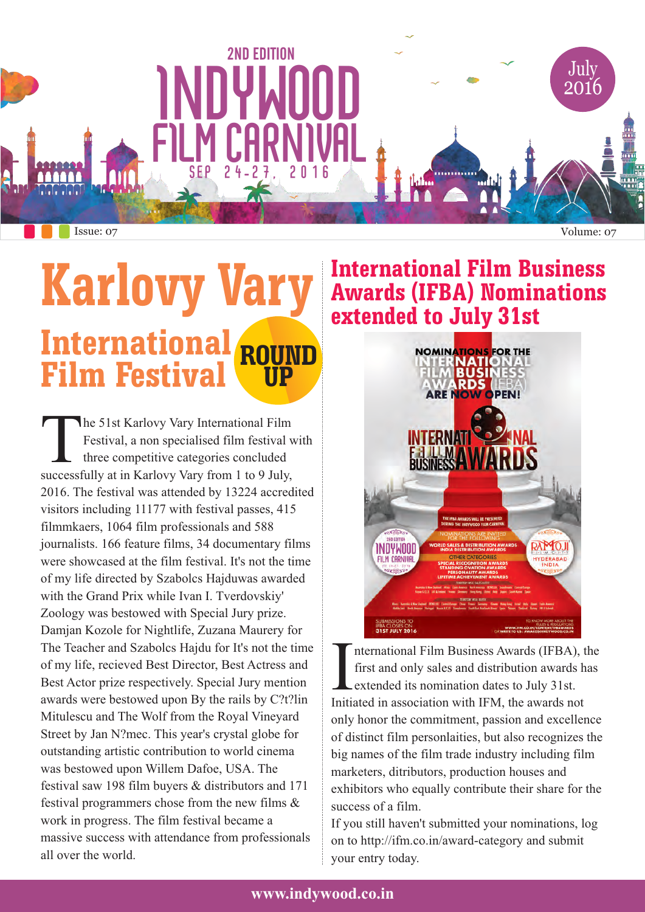# 2ND EDITION INDYWOOD FILM CARNIVAL

SEP 24-27, 2016

July 2016

Issue: 07 | Volume: 07

# Karlovy Vary International Film Festival ROUND UP

The 51st Karlovy Vary International Film Festival, a non specialised film festival with three competitive categories concluded successfully at in Karlovy Vary from 1 to 9 July, 2016. The festival was attended by 13224 accredited visitors including 11177 with festival passes, 415 filmmkaers, 1064 film professionals and 588 journalists. 166 feature films, 34 documentary films were showcased at the film festival. It's not the time of my life directed by Szabolcs Hajduwas awarded with the Grand Prix while Ivan I. Tverdovskiy' Zoology was bestowed with Special Jury prize. Damjan Kozole for Nightlife, Zuzana Maurery for The Teacher and Szabolcs Hajdu for It's not the time of my life, recieved Best Director, Best Actress and Best Actor prize respectively. Special Jury mention awards were bestowed upon By the rails by C?t?lin Mitulescu and The Wolf from the Royal Vineyard Street by Jan N?mec. This year's crystal globe for outstanding artistic contribution to world cinema was bestowed upon Willem Dafoe, USA. The festival saw 198 film buyers & distributors and 171 festival programmers chose from the new films & work in progress. The film festival became a massive success with attendance from professionals all over the world.

# International Film Business Awards (IFBA) Nominations extended to July 31st

International Film Business Awards (IFBA), the first and only sales and distribution awards has extended its nomination dates to July 31st. Initiated in association with IFM, the awards not only honor the commitment, passion and excellence of distinct film personlaities, but also recognizes the big names of the film trade industry including film marketers, ditributors, production houses and exhibitors who equally contribute their share for the success of a film.

If you still haven't submitted your nominations, log on to http://ifm.co.in/award-category and submit your entry today.

www.indywood.co.in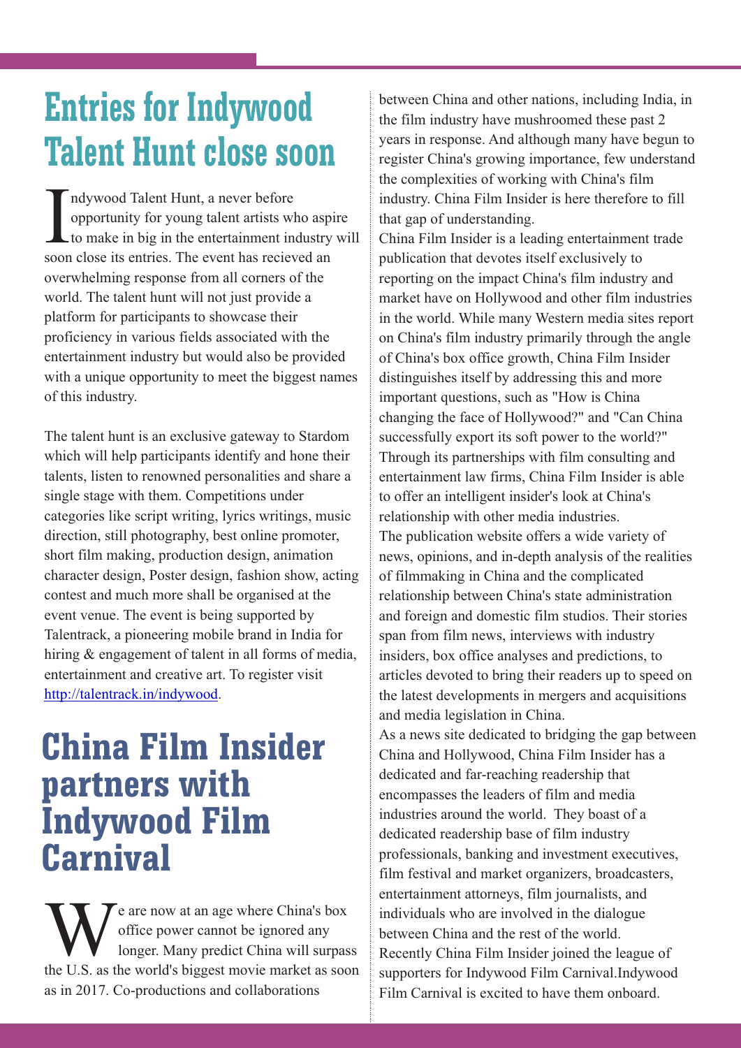# Entries for Indywood Talent Hunt close soon

Indywood Talent Hunt, a never before opportunity for young talent artists who aspire to make in big in the entertainment industry will soon close its entries. The event has recieved an overwhelming response from all corners of the world. The talent hunt will not just provide a platform for participants to showcase their proficiency in various fields associated with the entertainment industry but would also be provided with a unique opportunity to meet the biggest names of this industry.

The talent hunt is an exclusive gateway to Stardom which will help participants identify and hone their talents, listen to renowned personalities and share a single stage with them. Competitions under categories like script writing, lyrics writings, music direction, still photography, best online promoter, short film making, production design, animation character design, Poster design, fashion show, acting contest and much more shall be organised at the event venue. The event is being supported by Talentrack, a pioneering mobile brand in India for hiring & engagement of talent in all forms of media, entertainment and creative art. To register visit http://talentrack.in/indywood.

# China Film Insider partners with Indywood Film Carnival

We are now at an age where China's box office power cannot be ignored any longer. Many predict China will surpass the U.S. as the world's biggest movie market as soon as in 2017. Co-productions and collaborations between China and other nations, including India, in the film industry have mushroomed these past 2 years in response. And although many have begun to register China's growing importance, few understand the complexities of working with China's film industry. China Film Insider is here therefore to fill that gap of understanding.

China Film Insider is a leading entertainment trade publication that devotes itself exclusively to reporting on the impact China's film industry and market have on Hollywood and other film industries in the world. While many Western media sites report on China's film industry primarily through the angle of China's box office growth, China Film Insider distinguishes itself by addressing this and more important questions, such as "How is China changing the face of Hollywood?" and "Can China successfully export its soft power to the world?" Through its partnerships with film consulting and entertainment law firms, China Film Insider is able to offer an intelligent insider's look at China's relationship with other media industries.

The publication website offers a wide variety of news, opinions, and in-depth analysis of the realities of filmmaking in China and the complicated relationship between China's state administration and foreign and domestic film studios. Their stories span from film news, interviews with industry insiders, box office analyses and predictions, to articles devoted to bring their readers up to speed on the latest developments in mergers and acquisitions and media legislation in China.

As a news site dedicated to bridging the gap between China and Hollywood, China Film Insider has a dedicated and far-reaching readership that encompasses the leaders of film and media industries around the world. They boast of a dedicated readership base of film industry professionals, banking and investment executives, film festival and market organizers, broadcasters, entertainment attorneys, film journalists, and individuals who are involved in the dialogue between China and the rest of the world.

Recently China Film Insider joined the league of supporters for Indywood Film Carnival.Indywood Film Carnival is excited to have them onboard.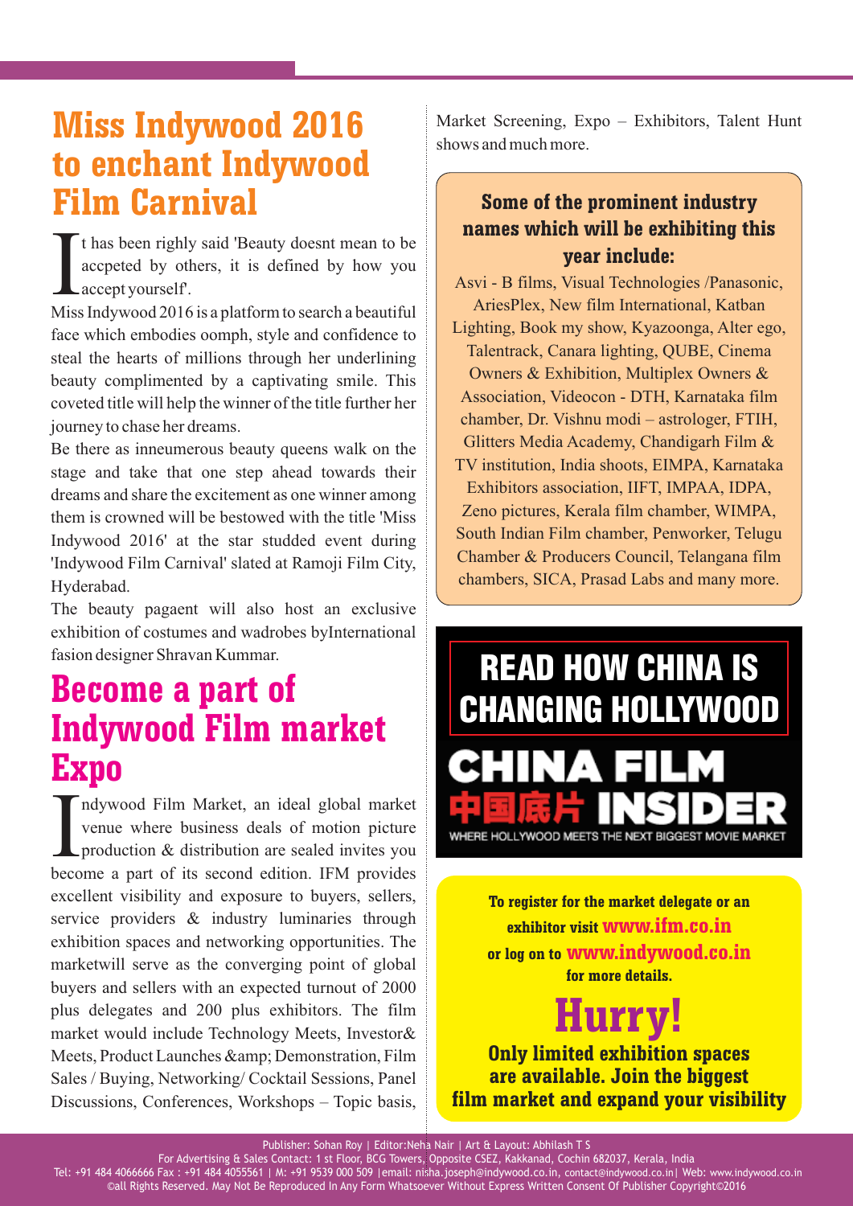# Miss Indywood 2016 to enchant Indywood Film Carnival

It has been righly said 'Beauty doesnt mean to be accpeted by others, it is defined by how you accept yourself'.

Miss Indywood 2016 is a platform to search a beautiful face which embodies oomph, style and confidence to steal the hearts of millions through her underlining beauty complimented by a captivating smile. This coveted title will help the winner of the title further her journey to chase her dreams.

Be there as inneumerous beauty queens walk on the stage and take that one step ahead towards their dreams and share the excitement as one winner among them is crowned will be bestowed with the title 'Miss Indywood 2016' at the star studded event during 'Indywood Film Carnival' slated at Ramoji Film City, Hyderabad.

The beauty pagaent will also host an exclusive exhibition of costumes and wadrobes byInternational fasion designer Shravan Kummar.

# Become a part of Indywood Film market Expo

Indywood Film Market, an ideal global market venue where business deals of motion picture production & distribution are sealed invites you become a part of its second edition. IFM provides excellent visibility and exposure to buyers, sellers, service providers & industry luminaries through exhibition spaces and networking opportunities. The marketwill serve as the converging point of global buyers and sellers with an expected turnout of 2000 plus delegates and 200 plus exhibitors. The film market would include Technology Meets, Investor& Meets, Product Launches &amp; Demonstration, Film Sales / Buying, Networking/ Cocktail Sessions, Panel Discussions, Conferences, Workshops – Topic basis, Market Screening, Expo – Exhibitors, Talent Hunt shows and much more.

### Some of the prominent industry names which will be exhibiting this year include:

Asvi - B films, Visual Technologies /Panasonic, AriesPlex, New film International, Katban Lighting, Book my show, Kyazoonga, Alter ego, Talentrack, Canara lighting, QUBE, Cinema Owners & Exhibition, Multiplex Owners & Association, Videocon - DTH, Karnataka film chamber, Dr. Vishnu modi – astrologer, FTIH, Glitters Media Academy, Chandigarh Film & TV institution, India shoots, EIMPA, Karnataka Exhibitors association, IIFT, IMPAA, IDPA, Zeno pictures, Kerala film chamber, WIMPA, South Indian Film chamber, Penworker, Telugu Chamber & Producers Council, Telangana film chambers, SICA, Prasad Labs and many more.

**READ HOW CHINA IS CHANGING HOLLYWOOD**

**CHINA FILM 中国底片 INSIDER**

WHERE HOLLYWOOD MEETS THE NEXT BIGGEST MOVIE MARKET

**To register for the market delegate or an exhibitor visit www.ifm.co.in or log on to www.indywood.co.in for more details.**

## Hurry!

**Only limited exhibition spaces are available. Join the biggest film market and expand your visibility**

Publisher: Sohan Roy | Editor:Neha Nair | Art & Layout: Abhilash T S

For Advertising & Sales Contact: 1 st Floor, BCG Towers, Opposite CSEZ, Kakkanad, Cochin 682037, Kerala, India

Tel: +91 484 4066666 Fax : +91 484 4055561 | M: +91 9539 000 509 |email: nisha.joseph@indywood.co.in, contact@indywood.co.in| Web: www.indywood.co.in

©all Rights Reserved. May Not Be Reproduced In Any Form Whatsoever Without Express Written Consent Of Publisher Copyright©2016